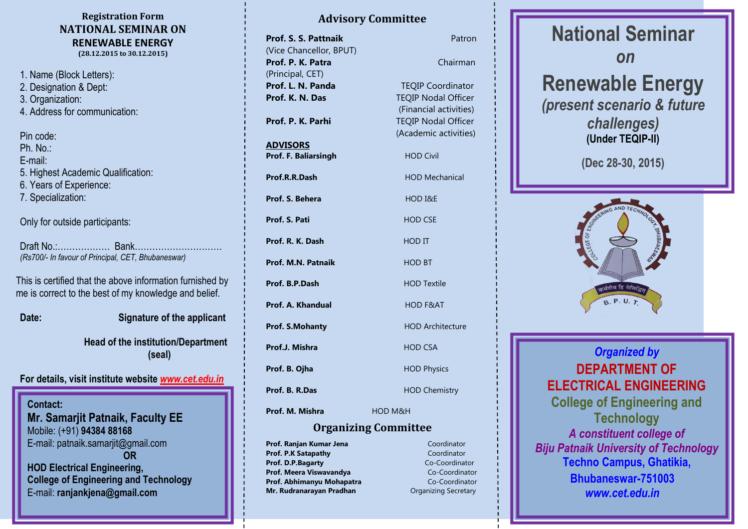Registration Form

# NATIONAL SEMINAR ON RENEWABLE ENERGY

**(28.12.2015 to 30.12.2015)**

1. Name (Block Letters):
2. Designation & Dept:
3. Organization:
4. Address for communication:

Pin code:
Ph. No.:
E-mail:

5. Highest Academic Qualification:
6. Years of Experience:
7. Specialization:

Only for outside participants:

Draft No.:................. Bank.............................
*(Rs700/- In favour of Principal, CET, Bhubaneswar)*

This is certified that the above information furnished by me is correct to the best of my knowledge and belief.

**Date:** **Signature of the applicant**

**Head of the institution/Department (seal)**

**For details, visit institute website www.cet.edu.in**

**Contact:**
**Mr. Samarjit Patnaik, Faculty EE**
Mobile: (+91) **94384 88168**
E-mail: patnaik.samarjit@gmail.com
**OR**
**HOD Electrical Engineering,**
**College of Engineering and Technology**
E-mail: **ranjankjena@gmail.com**

## Advisory Committee

| | |
|---|---|
| **Prof. S. S. Pattnaik** (Vice Chancellor, BPUT) | Patron |
| **Prof. P. K. Patra** (Principal, CET) | Chairman |
| **Prof. L. N. Panda** | TEQIP Coordinator |
| **Prof. K. N. Das** | TEQIP Nodal Officer (Financial activities) |
| **Prof. P. K. Parhi** | TEQIP Nodal Officer (Academic activities) |

**ADVISORS**

| | |
|---|---|
| **Prof. F. Baliarsingh** | HOD Civil |
| **Prof.R.R.Dash** | HOD Mechanical |
| **Prof. S. Behera** | HOD I&E |
| **Prof. S. Pati** | HOD CSE |
| **Prof. R. K. Dash** | HOD IT |
| **Prof. M.N. Patnaik** | HOD BT |
| **Prof. B.P.Dash** | HOD Textile |
| **Prof. A. Khandual** | HOD F&AT |
| **Prof. S.Mohanty** | HOD Architecture |
| **Prof.J. Mishra** | HOD CSA |
| **Prof. B. Ojha** | HOD Physics |
| **Prof. B. R.Das** | HOD Chemistry |
| **Prof. M. Mishra** | HOD M&H |

## Organizing Committee

| | |
|---|---|
| **Prof. Ranjan Kumar Jena** | Coordinator |
| **Prof. P.K Satapathy** | Coordinator |
| **Prof. D.P.Bagarty** | Co-Coordinator |
| **Prof. Meera Viswavandya** | Co-Coordinator |
| **Prof. Abhimanyu Mohapatra** | Co-Coordinator |
| **Mr. Rudranarayan Pradhan** | Organizing Secretary |

# National Seminar *on* Renewable Energy

*(present scenario & future challenges)*

**(Under TEQIP-II)**

**(Dec 28-30, 2015)**

COLLEGE OF ENGINEERING AND TECHNOLOGY, BHUBANESWAR
कर्मण्येव हि संसिद्धिम्
B. P. U. T.

*Organized by*

**DEPARTMENT OF ELECTRICAL ENGINEERING**

**College of Engineering and Technology**

*A constituent college of*
*Biju Patnaik University of Technology*

**Techno Campus, Ghatikia, Bhubaneswar-751003**

*www.cet.edu.in*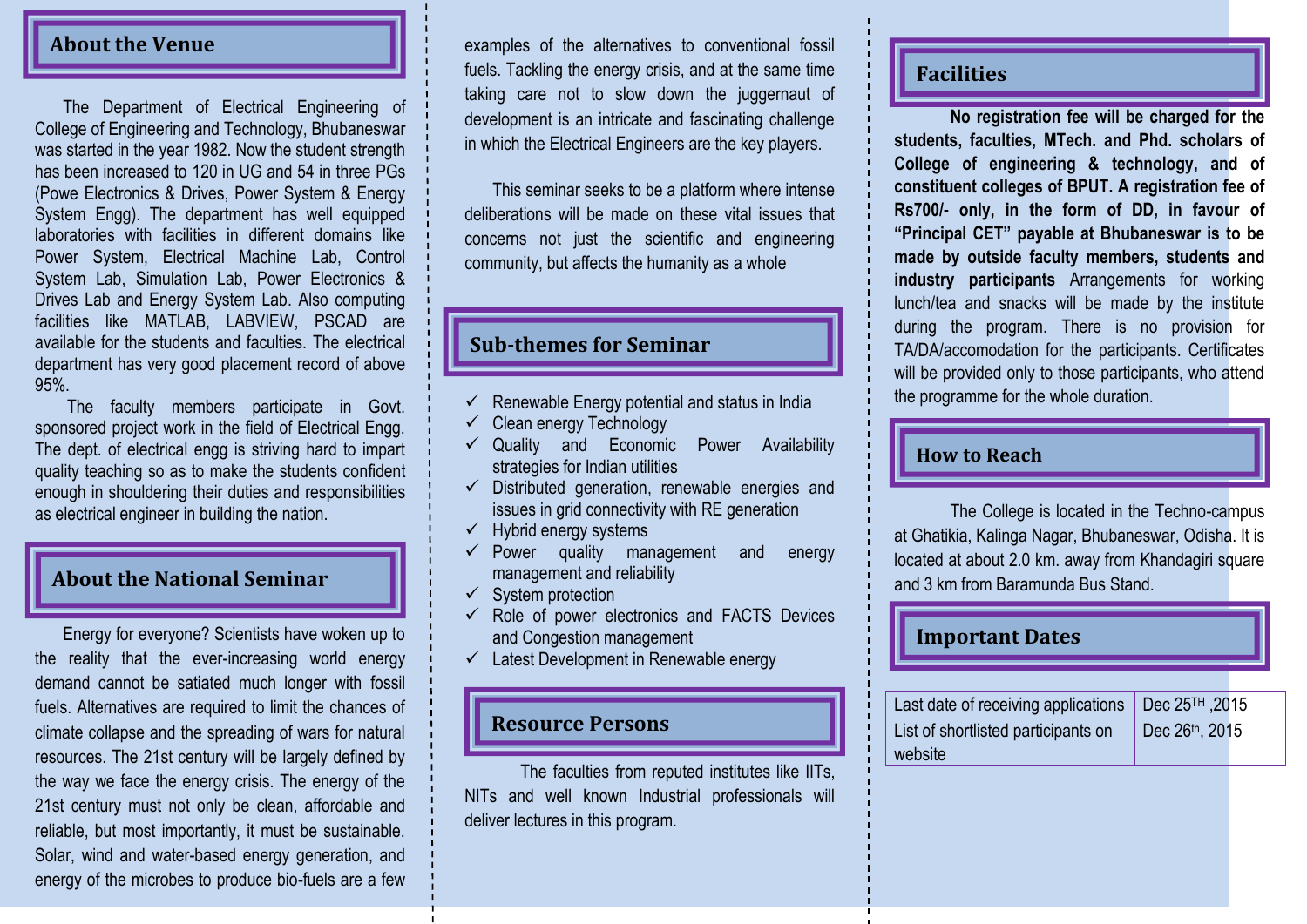## About the Venue

The Department of Electrical Engineering of College of Engineering and Technology, Bhubaneswar was started in the year 1982. Now the student strength has been increased to 120 in UG and 54 in three PGs (Powe Electronics & Drives, Power System & Energy System Engg). The department has well equipped laboratories with facilities in different domains like Power System, Electrical Machine Lab, Control System Lab, Simulation Lab, Power Electronics & Drives Lab and Energy System Lab. Also computing facilities like MATLAB, LABVIEW, PSCAD are available for the students and faculties. The electrical department has very good placement record of above 95%.

The faculty members participate in Govt. sponsored project work in the field of Electrical Engg. The dept. of electrical engg is striving hard to impart quality teaching so as to make the students confident enough in shouldering their duties and responsibilities as electrical engineer in building the nation.

## About the National Seminar

Energy for everyone? Scientists have woken up to the reality that the ever-increasing world energy demand cannot be satiated much longer with fossil fuels. Alternatives are required to limit the chances of climate collapse and the spreading of wars for natural resources. The 21st century will be largely defined by the way we face the energy crisis. The energy of the 21st century must not only be clean, affordable and reliable, but most importantly, it must be sustainable. Solar, wind and water-based energy generation, and energy of the microbes to produce bio-fuels are a few examples of the alternatives to conventional fossil fuels. Tackling the energy crisis, and at the same time taking care not to slow down the juggernaut of development is an intricate and fascinating challenge in which the Electrical Engineers are the key players.

This seminar seeks to be a platform where intense deliberations will be made on these vital issues that concerns not just the scientific and engineering community, but affects the humanity as a whole

## Sub-themes for Seminar

- ✓ Renewable Energy potential and status in India
- ✓ Clean energy Technology
- ✓ Quality and Economic Power Availability strategies for Indian utilities
- ✓ Distributed generation, renewable energies and issues in grid connectivity with RE generation
- ✓ Hybrid energy systems
- ✓ Power quality management and energy management and reliability
- ✓ System protection
- ✓ Role of power electronics and FACTS Devices and Congestion management
- ✓ Latest Development in Renewable energy

## Resource Persons

The faculties from reputed institutes like IITs, NITs and well known Industrial professionals will deliver lectures in this program.

## Facilities

**No registration fee will be charged for the students, faculties, MTech. and Phd. scholars of College of engineering & technology, and of constituent colleges of BPUT. A registration fee of Rs700/- only, in the form of DD, in favour of "Principal CET" payable at Bhubaneswar is to be made by outside faculty members, students and industry participants** Arrangements for working lunch/tea and snacks will be made by the institute during the program. There is no provision for TA/DA/accomodation for the participants. Certificates will be provided only to those participants, who attend the programme for the whole duration.

## How to Reach

The College is located in the Techno-campus at Ghatikia, Kalinga Nagar, Bhubaneswar, Odisha. It is located at about 2.0 km. away from Khandagiri square and 3 km from Baramunda Bus Stand.

## Important Dates

| | |
|---|---|
| Last date of receiving applications | Dec 25TH ,2015 |
| List of shortlisted participants on website | Dec 26th, 2015 |